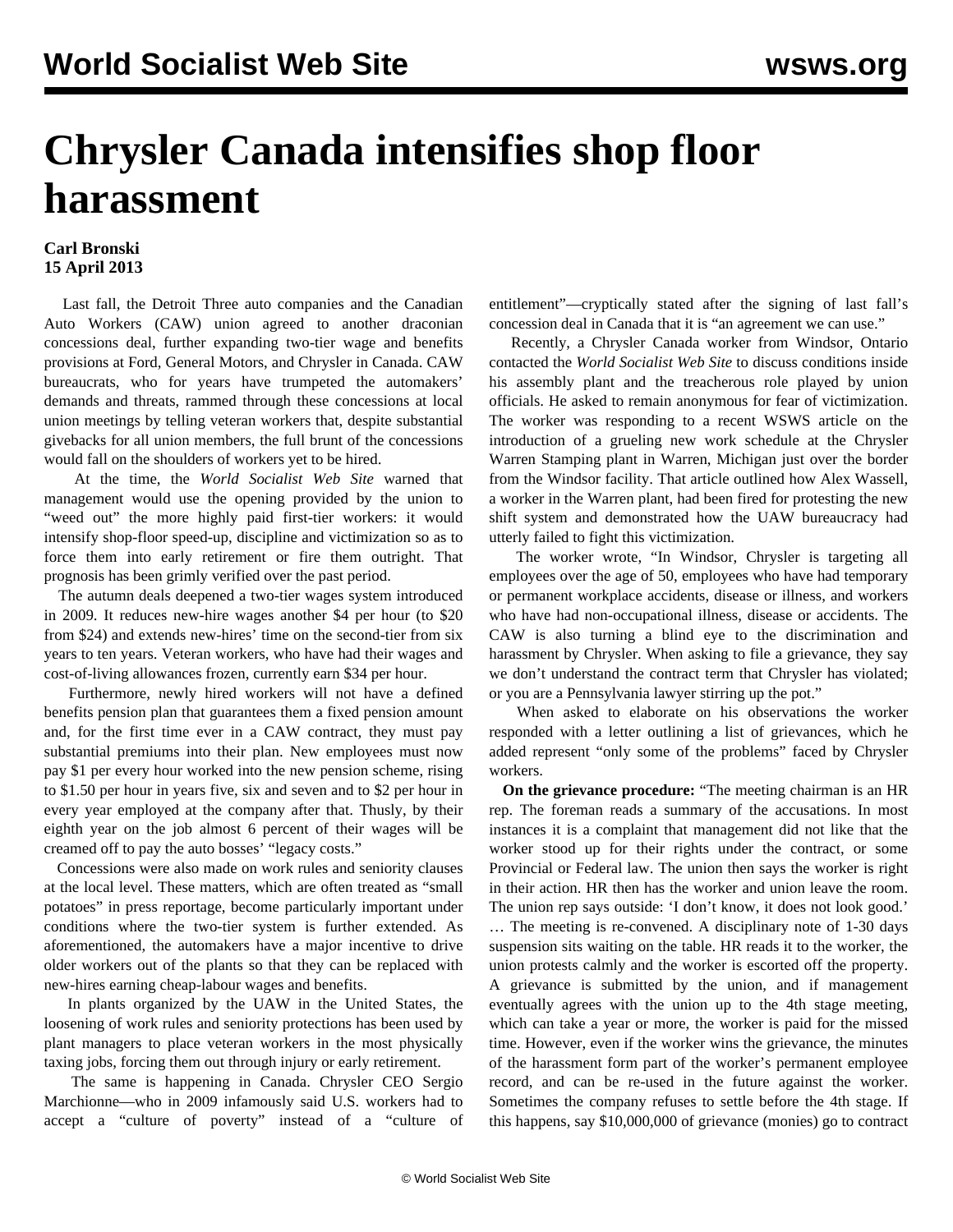# Chrysler Canada intensifies shop floor harassment

**Carl Bronski**
**15 April 2013**

Last fall, the Detroit Three auto companies and the Canadian Auto Workers (CAW) union agreed to another draconian concessions deal, further expanding two-tier wage and benefits provisions at Ford, General Motors, and Chrysler in Canada. CAW bureaucrats, who for years have trumpeted the automakers' demands and threats, rammed through these concessions at local union meetings by telling veteran workers that, despite substantial givebacks for all union members, the full brunt of the concessions would fall on the shoulders of workers yet to be hired.

At the time, the *World Socialist Web Site* warned that management would use the opening provided by the union to "weed out" the more highly paid first-tier workers: it would intensify shop-floor speed-up, discipline and victimization so as to force them into early retirement or fire them outright. That prognosis has been grimly verified over the past period.

The autumn deals deepened a two-tier wages system introduced in 2009. It reduces new-hire wages another $4 per hour (to $20 from $24) and extends new-hires' time on the second-tier from six years to ten years. Veteran workers, who have had their wages and cost-of-living allowances frozen, currently earn $34 per hour.

Furthermore, newly hired workers will not have a defined benefits pension plan that guarantees them a fixed pension amount and, for the first time ever in a CAW contract, they must pay substantial premiums into their plan. New employees must now pay $1 per every hour worked into the new pension scheme, rising to $1.50 per hour in years five, six and seven and to $2 per hour in every year employed at the company after that. Thusly, by their eighth year on the job almost 6 percent of their wages will be creamed off to pay the auto bosses' "legacy costs."

Concessions were also made on work rules and seniority clauses at the local level. These matters, which are often treated as "small potatoes" in press reportage, become particularly important under conditions where the two-tier system is further extended. As aforementioned, the automakers have a major incentive to drive older workers out of the plants so that they can be replaced with new-hires earning cheap-labour wages and benefits.

In plants organized by the UAW in the United States, the loosening of work rules and seniority protections has been used by plant managers to place veteran workers in the most physically taxing jobs, forcing them out through injury or early retirement.

The same is happening in Canada. Chrysler CEO Sergio Marchionne—who in 2009 infamously said U.S. workers had to accept a "culture of poverty" instead of a "culture of entitlement"—cryptically stated after the signing of last fall's concession deal in Canada that it is "an agreement we can use."

Recently, a Chrysler Canada worker from Windsor, Ontario contacted the *World Socialist Web Site* to discuss conditions inside his assembly plant and the treacherous role played by union officials. He asked to remain anonymous for fear of victimization. The worker was responding to a recent WSWS article on the introduction of a grueling new work schedule at the Chrysler Warren Stamping plant in Warren, Michigan just over the border from the Windsor facility. That article outlined how Alex Wassell, a worker in the Warren plant, had been fired for protesting the new shift system and demonstrated how the UAW bureaucracy had utterly failed to fight this victimization.

The worker wrote, "In Windsor, Chrysler is targeting all employees over the age of 50, employees who have had temporary or permanent workplace accidents, disease or illness, and workers who have had non-occupational illness, disease or accidents. The CAW is also turning a blind eye to the discrimination and harassment by Chrysler. When asking to file a grievance, they say we don't understand the contract term that Chrysler has violated; or you are a Pennsylvania lawyer stirring up the pot."

When asked to elaborate on his observations the worker responded with a letter outlining a list of grievances, which he added represent "only some of the problems" faced by Chrysler workers.

**On the grievance procedure:** "The meeting chairman is an HR rep. The foreman reads a summary of the accusations. In most instances it is a complaint that management did not like that the worker stood up for their rights under the contract, or some Provincial or Federal law. The union then says the worker is right in their action. HR then has the worker and union leave the room. The union rep says outside: 'I don't know, it does not look good.' … The meeting is re-convened. A disciplinary note of 1-30 days suspension sits waiting on the table. HR reads it to the worker, the union protests calmly and the worker is escorted off the property. A grievance is submitted by the union, and if management eventually agrees with the union up to the 4th stage meeting, which can take a year or more, the worker is paid for the missed time. However, even if the worker wins the grievance, the minutes of the harassment form part of the worker's permanent employee record, and can be re-used in the future against the worker. Sometimes the company refuses to settle before the 4th stage. If this happens, say $10,000,000 of grievance (monies) go to contract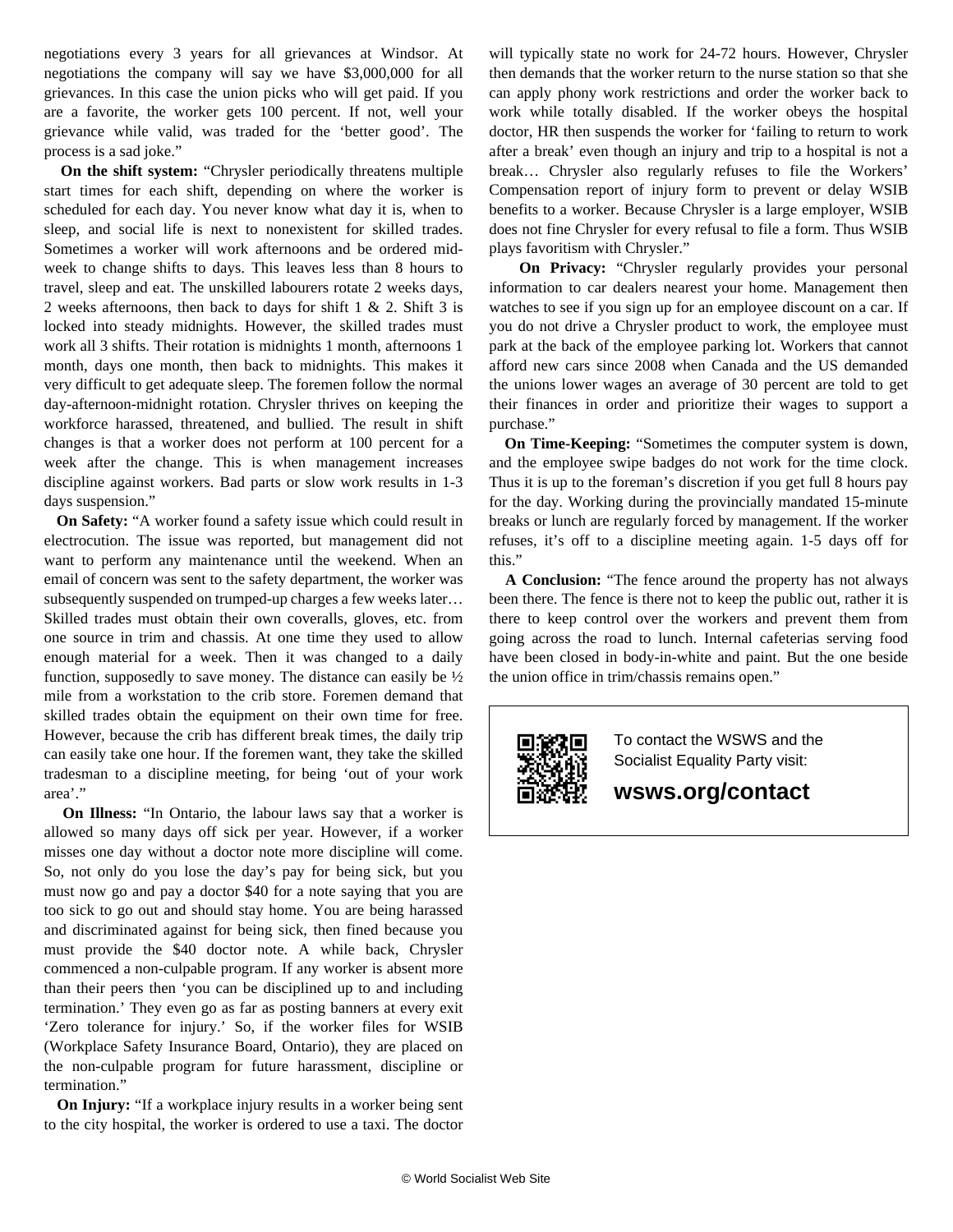negotiations every 3 years for all grievances at Windsor. At negotiations the company will say we have $3,000,000 for all grievances. In this case the union picks who will get paid. If you are a favorite, the worker gets 100 percent. If not, well your grievance while valid, was traded for the 'better good'. The process is a sad joke."

**On the shift system:** "Chrysler periodically threatens multiple start times for each shift, depending on where the worker is scheduled for each day. You never know what day it is, when to sleep, and social life is next to nonexistent for skilled trades. Sometimes a worker will work afternoons and be ordered mid-week to change shifts to days. This leaves less than 8 hours to travel, sleep and eat. The unskilled labourers rotate 2 weeks days, 2 weeks afternoons, then back to days for shift 1 & 2. Shift 3 is locked into steady midnights. However, the skilled trades must work all 3 shifts. Their rotation is midnights 1 month, afternoons 1 month, days one month, then back to midnights. This makes it very difficult to get adequate sleep. The foremen follow the normal day-afternoon-midnight rotation. Chrysler thrives on keeping the workforce harassed, threatened, and bullied. The result in shift changes is that a worker does not perform at 100 percent for a week after the change. This is when management increases discipline against workers. Bad parts or slow work results in 1-3 days suspension."

**On Safety:** "A worker found a safety issue which could result in electrocution. The issue was reported, but management did not want to perform any maintenance until the weekend. When an email of concern was sent to the safety department, the worker was subsequently suspended on trumped-up charges a few weeks later… Skilled trades must obtain their own coveralls, gloves, etc. from one source in trim and chassis. At one time they used to allow enough material for a week. Then it was changed to a daily function, supposedly to save money. The distance can easily be ½ mile from a workstation to the crib store. Foremen demand that skilled trades obtain the equipment on their own time for free. However, because the crib has different break times, the daily trip can easily take one hour. If the foremen want, they take the skilled tradesman to a discipline meeting, for being 'out of your work area'."

**On Illness:** "In Ontario, the labour laws say that a worker is allowed so many days off sick per year. However, if a worker misses one day without a doctor note more discipline will come. So, not only do you lose the day's pay for being sick, but you must now go and pay a doctor $40 for a note saying that you are too sick to go out and should stay home. You are being harassed and discriminated against for being sick, then fined because you must provide the $40 doctor note. A while back, Chrysler commenced a non-culpable program. If any worker is absent more than their peers then 'you can be disciplined up to and including termination.' They even go as far as posting banners at every exit 'Zero tolerance for injury.' So, if the worker files for WSIB (Workplace Safety Insurance Board, Ontario), they are placed on the non-culpable program for future harassment, discipline or termination."

**On Injury:** "If a workplace injury results in a worker being sent to the city hospital, the worker is ordered to use a taxi. The doctor will typically state no work for 24-72 hours. However, Chrysler then demands that the worker return to the nurse station so that she can apply phony work restrictions and order the worker back to work while totally disabled. If the worker obeys the hospital doctor, HR then suspends the worker for 'failing to return to work after a break' even though an injury and trip to a hospital is not a break… Chrysler also regularly refuses to file the Workers' Compensation report of injury form to prevent or delay WSIB benefits to a worker. Because Chrysler is a large employer, WSIB does not fine Chrysler for every refusal to file a form. Thus WSIB plays favoritism with Chrysler."

**On Privacy:** "Chrysler regularly provides your personal information to car dealers nearest your home. Management then watches to see if you sign up for an employee discount on a car. If you do not drive a Chrysler product to work, the employee must park at the back of the employee parking lot. Workers that cannot afford new cars since 2008 when Canada and the US demanded the unions lower wages an average of 30 percent are told to get their finances in order and prioritize their wages to support a purchase."

**On Time-Keeping:** "Sometimes the computer system is down, and the employee swipe badges do not work for the time clock. Thus it is up to the foreman's discretion if you get full 8 hours pay for the day. Working during the provincially mandated 15-minute breaks or lunch are regularly forced by management. If the worker refuses, it's off to a discipline meeting again. 1-5 days off for this."

**A Conclusion:** "The fence around the property has not always been there. The fence is there not to keep the public out, rather it is there to keep control over the workers and prevent them from going across the road to lunch. Internal cafeterias serving food have been closed in body-in-white and paint. But the one beside the union office in trim/chassis remains open."

To contact the WSWS and the Socialist Equality Party visit:

**wsws.org/contact**